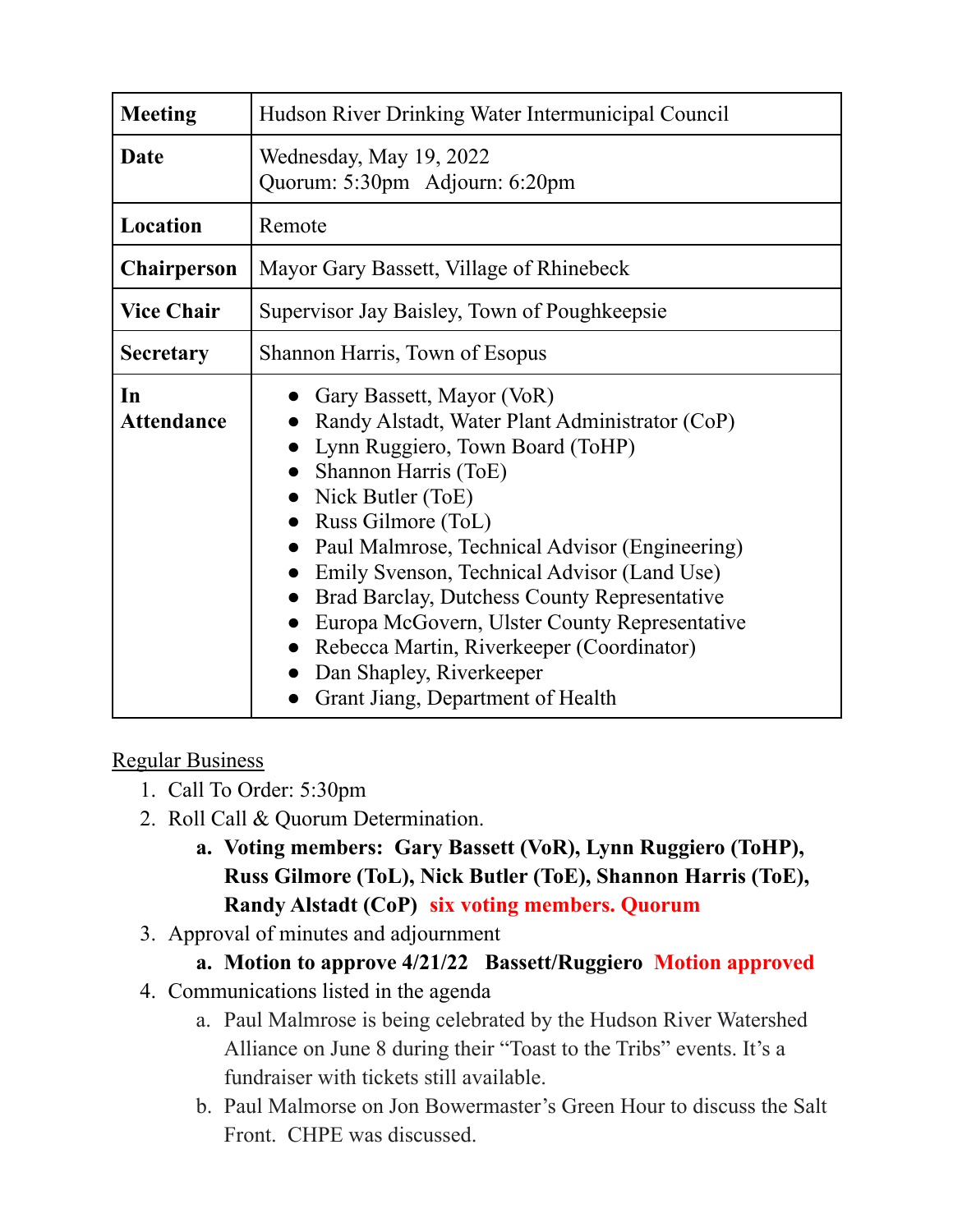| **Meeting** | Hudson River Drinking Water Intermunicipal Council |
|---|---|
| **Date** | Wednesday, May 19, 2022<br>Quorum: 5:30pm Adjourn: 6:20pm |
| **Location** | Remote |
| **Chairperson** | Mayor Gary Bassett, Village of Rhinebeck |
| **Vice Chair** | Supervisor Jay Baisley, Town of Poughkeepsie |
| **Secretary** | Shannon Harris, Town of Esopus |
| **In Attendance** | ● Gary Bassett, Mayor (VoR)<br>● Randy Alstadt, Water Plant Administrator (CoP)<br>● Lynn Ruggiero, Town Board (ToHP)<br>● Shannon Harris (ToE)<br>● Nick Butler (ToE)<br>● Russ Gilmore (ToL)<br>● Paul Malmrose, Technical Advisor (Engineering)<br>● Emily Svenson, Technical Advisor (Land Use)<br>● Brad Barclay, Dutchess County Representative<br>● Europa McGovern, Ulster County Representative<br>● Rebecca Martin, Riverkeeper (Coordinator)<br>● Dan Shapley, Riverkeeper<br>● Grant Jiang, Department of Health |

Regular Business

1. Call To Order: 5:30pm
2. Roll Call & Quorum Determination.
    a. **Voting members: Gary Bassett (VoR), Lynn Ruggiero (ToHP), Russ Gilmore (ToL), Nick Butler (ToE), Shannon Harris (ToE), Randy Alstadt (CoP) six voting members. Quorum**
3. Approval of minutes and adjournment
    a. **Motion to approve 4/21/22 Bassett/Ruggiero Motion approved**
4. Communications listed in the agenda
    a. Paul Malmrose is being celebrated by the Hudson River Watershed Alliance on June 8 during their "Toast to the Tribs" events. It's a fundraiser with tickets still available.
    b. Paul Malmorse on Jon Bowermaster's Green Hour to discuss the Salt Front. CHPE was discussed.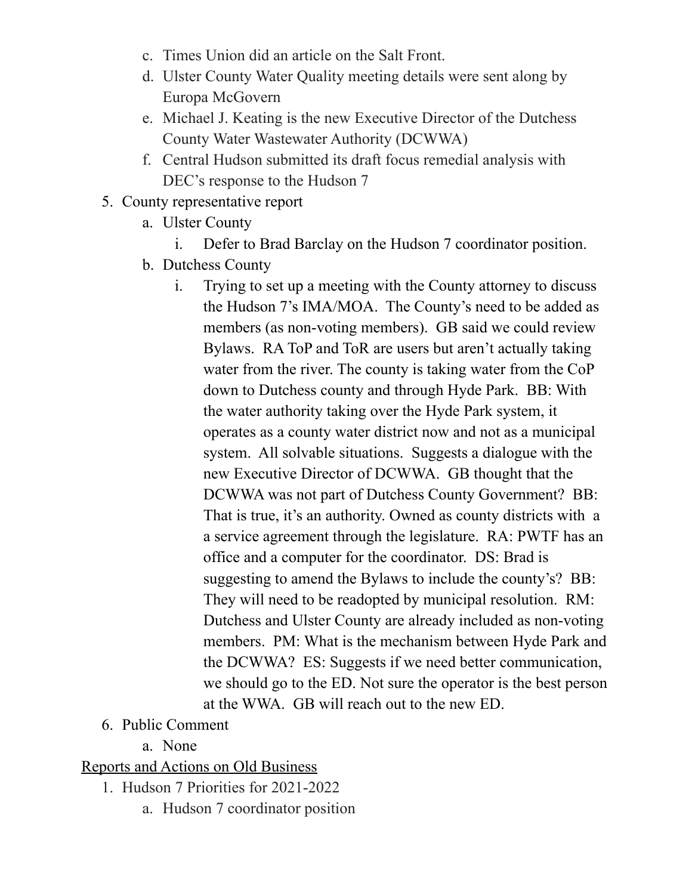c. Times Union did an article on the Salt Front.
   d. Ulster County Water Quality meeting details were sent along by Europa McGovern
   e. Michael J. Keating is the new Executive Director of the Dutchess County Water Wastewater Authority (DCWWA)
   f. Central Hudson submitted its draft focus remedial analysis with DEC's response to the Hudson 7

5. County representative report
   a. Ulster County
      i. Defer to Brad Barclay on the Hudson 7 coordinator position.
   b. Dutchess County
      i. Trying to set up a meeting with the County attorney to discuss the Hudson 7's IMA/MOA. The County's need to be added as members (as non-voting members). GB said we could review Bylaws. RA ToP and ToR are users but aren't actually taking water from the river. The county is taking water from the CoP down to Dutchess county and through Hyde Park. BB: With the water authority taking over the Hyde Park system, it operates as a county water district now and not as a municipal system. All solvable situations. Suggests a dialogue with the new Executive Director of DCWWA. GB thought that the DCWWA was not part of Dutchess County Government? BB: That is true, it's an authority. Owned as county districts with a a service agreement through the legislature. RA: PWTF has an office and a computer for the coordinator. DS: Brad is suggesting to amend the Bylaws to include the county's? BB: They will need to be readopted by municipal resolution. RM: Dutchess and Ulster County are already included as non-voting members. PM: What is the mechanism between Hyde Park and the DCWWA? ES: Suggests if we need better communication, we should go to the ED. Not sure the operator is the best person at the WWA. GB will reach out to the new ED.

6. Public Comment
   a. None

<u>Reports and Actions on Old Business</u>

1. Hudson 7 Priorities for 2021-2022
   a. Hudson 7 coordinator position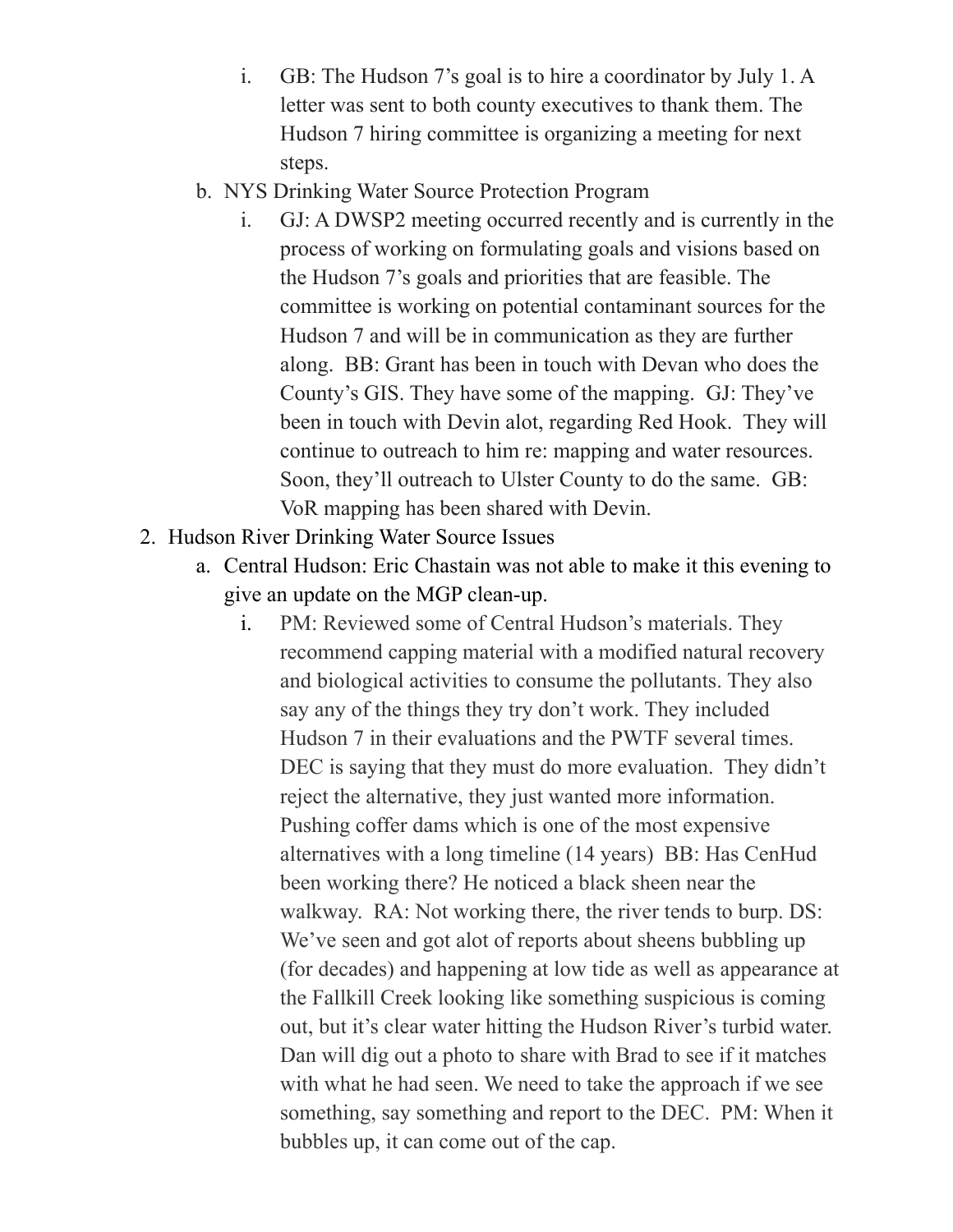i. GB: The Hudson 7's goal is to hire a coordinator by July 1. A letter was sent to both county executives to thank them. The Hudson 7 hiring committee is organizing a meeting for next steps.

b. NYS Drinking Water Source Protection Program

   i. GJ: A DWSP2 meeting occurred recently and is currently in the process of working on formulating goals and visions based on the Hudson 7's goals and priorities that are feasible. The committee is working on potential contaminant sources for the Hudson 7 and will be in communication as they are further along. BB: Grant has been in touch with Devan who does the County's GIS. They have some of the mapping. GJ: They've been in touch with Devin alot, regarding Red Hook. They will continue to outreach to him re: mapping and water resources. Soon, they'll outreach to Ulster County to do the same. GB: VoR mapping has been shared with Devin.

2. Hudson River Drinking Water Source Issues

   a. Central Hudson: Eric Chastain was not able to make it this evening to give an update on the MGP clean-up.

      i. PM: Reviewed some of Central Hudson's materials. They recommend capping material with a modified natural recovery and biological activities to consume the pollutants. They also say any of the things they try don't work. They included Hudson 7 in their evaluations and the PWTF several times. DEC is saying that they must do more evaluation. They didn't reject the alternative, they just wanted more information. Pushing coffer dams which is one of the most expensive alternatives with a long timeline (14 years) BB: Has CenHud been working there? He noticed a black sheen near the walkway. RA: Not working there, the river tends to burp. DS: We've seen and got alot of reports about sheens bubbling up (for decades) and happening at low tide as well as appearance at the Fallkill Creek looking like something suspicious is coming out, but it's clear water hitting the Hudson River's turbid water. Dan will dig out a photo to share with Brad to see if it matches with what he had seen. We need to take the approach if we see something, say something and report to the DEC. PM: When it bubbles up, it can come out of the cap.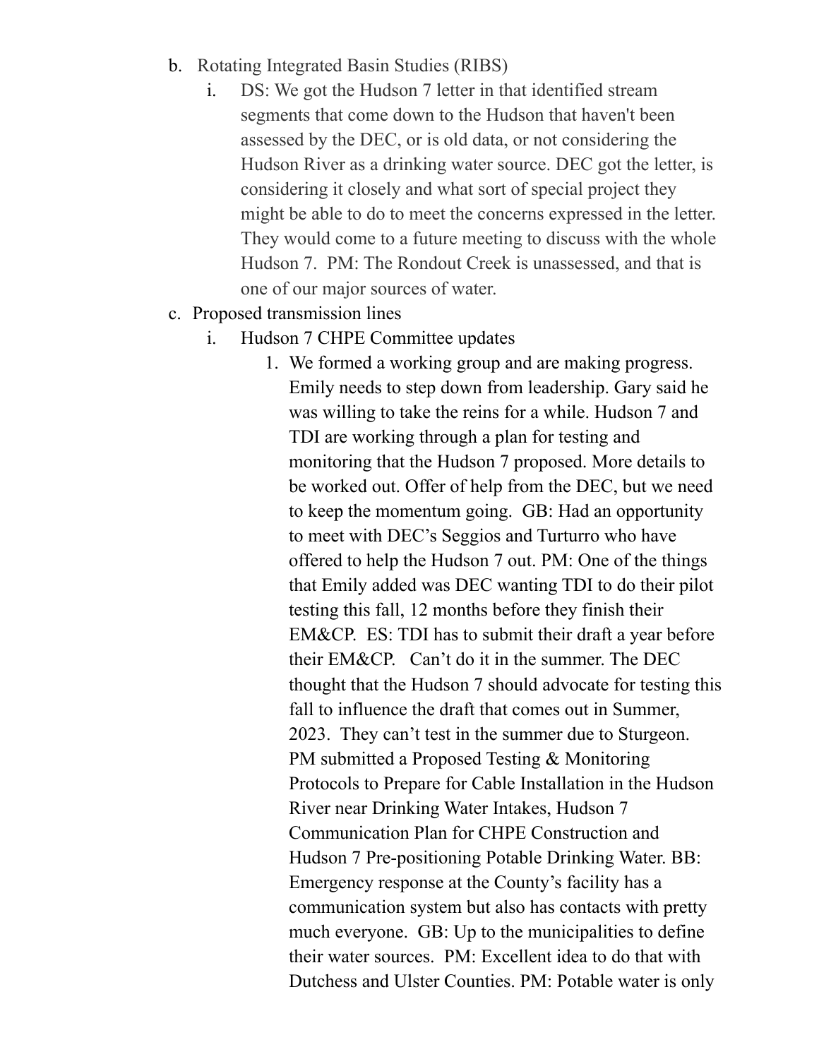b. Rotating Integrated Basin Studies (RIBS)
    i. DS: We got the Hudson 7 letter in that identified stream segments that come down to the Hudson that haven't been assessed by the DEC, or is old data, or not considering the Hudson River as a drinking water source. DEC got the letter, is considering it closely and what sort of special project they might be able to do to meet the concerns expressed in the letter. They would come to a future meeting to discuss with the whole Hudson 7. PM: The Rondout Creek is unassessed, and that is one of our major sources of water.

c. Proposed transmission lines
    i. Hudson 7 CHPE Committee updates
        1. We formed a working group and are making progress. Emily needs to step down from leadership. Gary said he was willing to take the reins for a while. Hudson 7 and TDI are working through a plan for testing and monitoring that the Hudson 7 proposed. More details to be worked out. Offer of help from the DEC, but we need to keep the momentum going. GB: Had an opportunity to meet with DEC's Seggios and Turturro who have offered to help the Hudson 7 out. PM: One of the things that Emily added was DEC wanting TDI to do their pilot testing this fall, 12 months before they finish their EM&CP. ES: TDI has to submit their draft a year before their EM&CP. Can't do it in the summer. The DEC thought that the Hudson 7 should advocate for testing this fall to influence the draft that comes out in Summer, 2023. They can't test in the summer due to Sturgeon. PM submitted a Proposed Testing & Monitoring Protocols to Prepare for Cable Installation in the Hudson River near Drinking Water Intakes, Hudson 7 Communication Plan for CHPE Construction and Hudson 7 Pre-positioning Potable Drinking Water. BB: Emergency response at the County's facility has a communication system but also has contacts with pretty much everyone. GB: Up to the municipalities to define their water sources. PM: Excellent idea to do that with Dutchess and Ulster Counties. PM: Potable water is only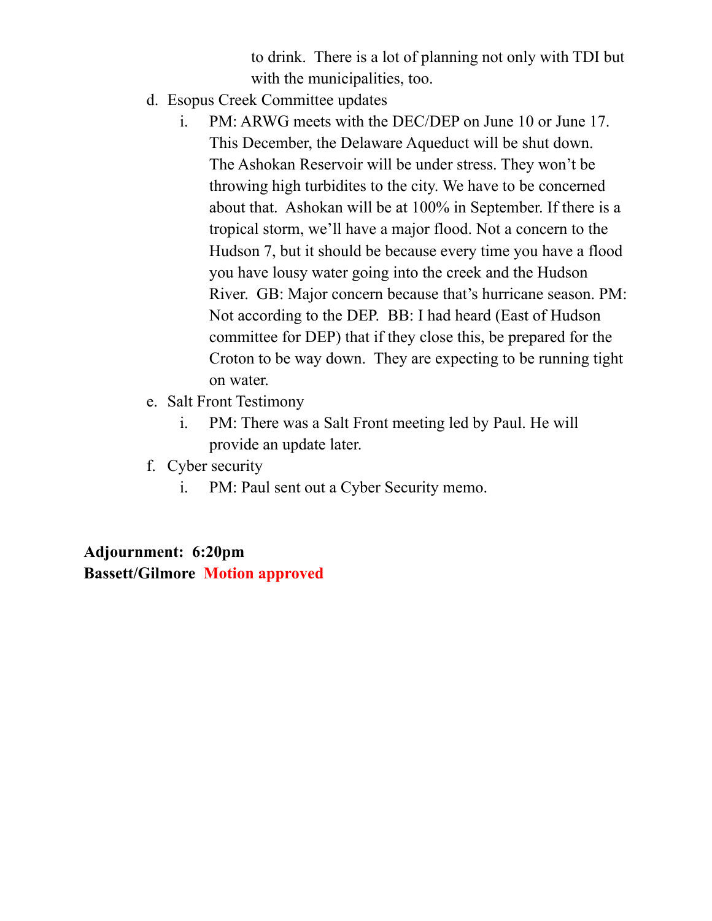to drink. There is a lot of planning not only with TDI but with the municipalities, too.

d. Esopus Creek Committee updates
   i. PM: ARWG meets with the DEC/DEP on June 10 or June 17. This December, the Delaware Aqueduct will be shut down. The Ashokan Reservoir will be under stress. They won't be throwing high turbidites to the city. We have to be concerned about that. Ashokan will be at 100% in September. If there is a tropical storm, we'll have a major flood. Not a concern to the Hudson 7, but it should be because every time you have a flood you have lousy water going into the creek and the Hudson River. GB: Major concern because that's hurricane season. PM: Not according to the DEP. BB: I had heard (East of Hudson committee for DEP) that if they close this, be prepared for the Croton to be way down. They are expecting to be running tight on water.

e. Salt Front Testimony
   i. PM: There was a Salt Front meeting led by Paul. He will provide an update later.

f. Cyber security
   i. PM: Paul sent out a Cyber Security memo.

**Adjournment: 6:20pm**
**Bassett/Gilmore Motion approved**